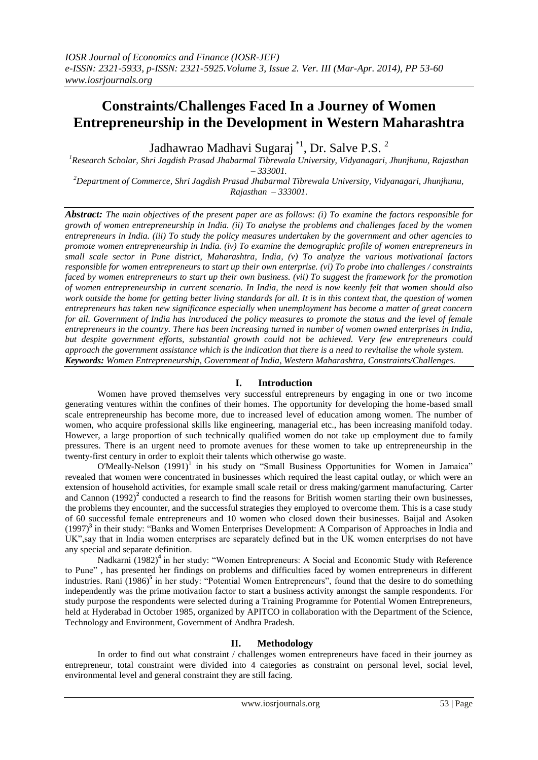# Constraints/Challenges Faced In a Journey of Women Entrepreneurship in the Development in Western Maharashtra

Jadhawrao Madhavi Sugaraj [*1], Dr. Salve P.S. [2]

[1]Research Scholar, Shri Jagdish Prasad Jhabarmal Tibrewala University, Vidyanagari, Jhunjhunu, Rajasthan – 333001.

[2]Department of Commerce, Shri Jagdish Prasad Jhabarmal Tibrewala University, Vidyanagari, Jhunjhunu, Rajasthan – 333001.

***Abstract:*** *The main objectives of the present paper are as follows: (i) To examine the factors responsible for growth of women entrepreneurship in India. (ii) To analyse the problems and challenges faced by the women entrepreneurs in India. (iii) To study the policy measures undertaken by the government and other agencies to promote women entrepreneurship in India. (iv) To examine the demographic profile of women entrepreneurs in small scale sector in Pune district, Maharashtra, India, (v) To analyze the various motivational factors responsible for women entrepreneurs to start up their own enterprise. (vi) To probe into challenges / constraints faced by women entrepreneurs to start up their own business. (vii) To suggest the framework for the promotion of women entrepreneurship in current scenario. In India, the need is now keenly felt that women should also work outside the home for getting better living standards for all. It is in this context that, the question of women entrepreneurs has taken new significance especially when unemployment has become a matter of great concern for all. Government of India has introduced the policy measures to promote the status and the level of female entrepreneurs in the country. There has been increasing turned in number of women owned enterprises in India, but despite government efforts, substantial growth could not be achieved. Very few entrepreneurs could approach the government assistance which is the indication that there is a need to revitalise the whole system.*

***Keywords:*** *Women Entrepreneurship, Government of India, Western Maharashtra, Constraints/Challenges.*

## I. Introduction

Women have proved themselves very successful entrepreneurs by engaging in one or two income generating ventures within the confines of their homes. The opportunity for developing the home-based small scale entrepreneurship has become more, due to increased level of education among women. The number of women, who acquire professional skills like engineering, managerial etc., has been increasing manifold today. However, a large proportion of such technically qualified women do not take up employment due to family pressures. There is an urgent need to promote avenues for these women to take up entrepreneurship in the twenty-first century in order to exploit their talents which otherwise go waste.

O'Meally-Nelson (1991)[1] in his study on "Small Business Opportunities for Women in Jamaica" revealed that women were concentrated in businesses which required the least capital outlay, or which were an extension of household activities, for example small scale retail or dress making/garment manufacturing. Carter and Cannon (1992)[2] conducted a research to find the reasons for British women starting their own businesses, the problems they encounter, and the successful strategies they employed to overcome them. This is a case study of 60 successful female entrepreneurs and 10 women who closed down their businesses. Baijal and Asoken (1997)[3] in their study: "Banks and Women Enterprises Development: A Comparison of Approaches in India and UK",say that in India women enterprises are separately defined but in the UK women enterprises do not have any special and separate definition.

Nadkarni (1982)[4] in her study: "Women Entrepreneurs: A Social and Economic Study with Reference to Pune" , has presented her findings on problems and difficulties faced by women entrepreneurs in different industries. Rani (1986)[5] in her study: "Potential Women Entrepreneurs", found that the desire to do something independently was the prime motivation factor to start a business activity amongst the sample respondents. For study purpose the respondents were selected during a Training Programme for Potential Women Entrepreneurs, held at Hyderabad in October 1985, organized by APITCO in collaboration with the Department of the Science, Technology and Environment, Government of Andhra Pradesh.

## II. Methodology

In order to find out what constraint / challenges women entrepreneurs have faced in their journey as entrepreneur, total constraint were divided into 4 categories as constraint on personal level, social level, environmental level and general constraint they are still facing.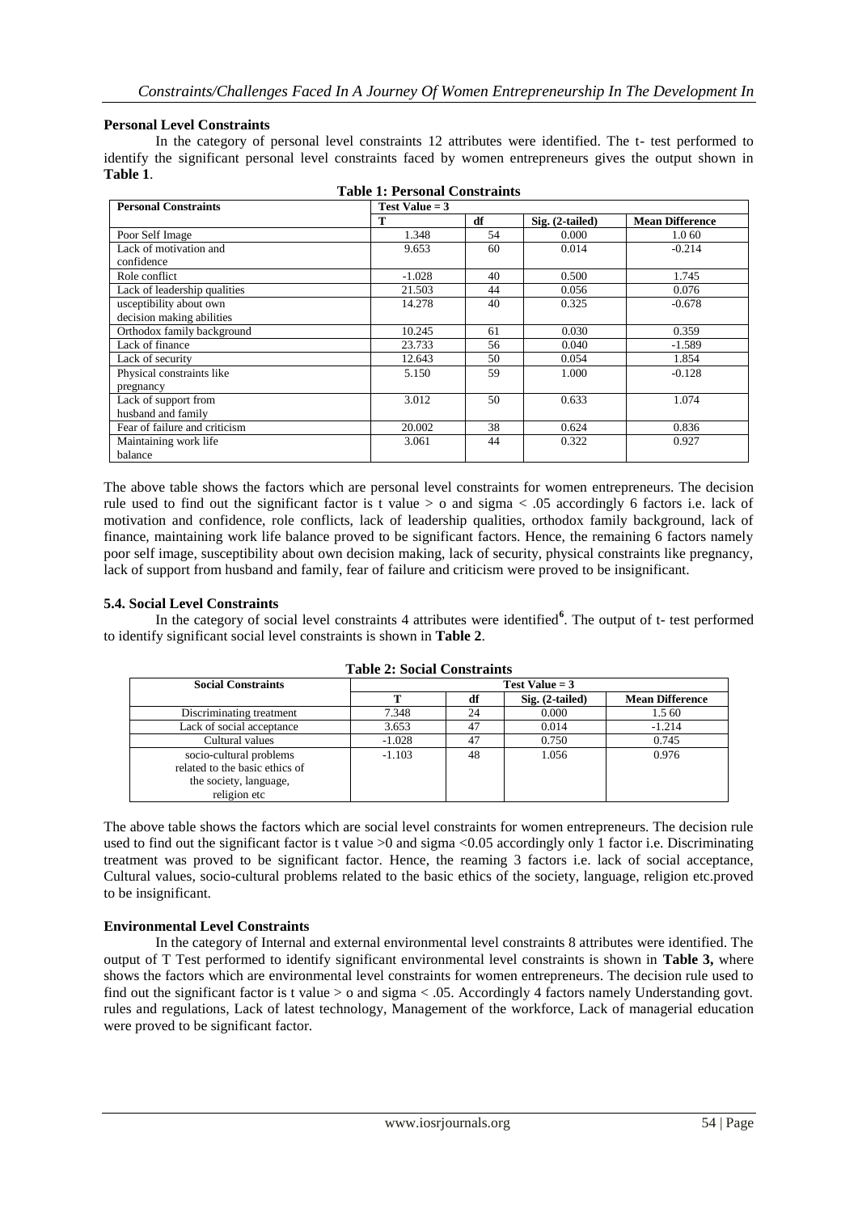### Personal Level Constraints

In the category of personal level constraints 12 attributes were identified. The t- test performed to identify the significant personal level constraints faced by women entrepreneurs gives the output shown in **Table 1**.

**Table 1: Personal Constraints**

| Personal Constraints | Test Value = 3 | | | |
|---|---|---|---|---|
| | T | df | Sig. (2-tailed) | Mean Difference |
| Poor Self Image | 1.348 | 54 | 0.000 | 1.0 60 |
| Lack of motivation and confidence | 9.653 | 60 | 0.014 | -0.214 |
| Role conflict | -1.028 | 40 | 0.500 | 1.745 |
| Lack of leadership qualities | 21.503 | 44 | 0.056 | 0.076 |
| usceptibility about own decision making abilities | 14.278 | 40 | 0.325 | -0.678 |
| Orthodox family background | 10.245 | 61 | 0.030 | 0.359 |
| Lack of finance | 23.733 | 56 | 0.040 | -1.589 |
| Lack of security | 12.643 | 50 | 0.054 | 1.854 |
| Physical constraints like pregnancy | 5.150 | 59 | 1.000 | -0.128 |
| Lack of support from husband and family | 3.012 | 50 | 0.633 | 1.074 |
| Fear of failure and criticism | 20.002 | 38 | 0.624 | 0.836 |
| Maintaining work life balance | 3.061 | 44 | 0.322 | 0.927 |

The above table shows the factors which are personal level constraints for women entrepreneurs. The decision rule used to find out the significant factor is t value > o and sigma < .05 accordingly 6 factors i.e. lack of motivation and confidence, role conflicts, lack of leadership qualities, orthodox family background, lack of finance, maintaining work life balance proved to be significant factors. Hence, the remaining 6 factors namely poor self image, susceptibility about own decision making, lack of security, physical constraints like pregnancy, lack of support from husband and family, fear of failure and criticism were proved to be insignificant.

### 5.4. Social Level Constraints

In the category of social level constraints 4 attributes were identified[6]. The output of t- test performed to identify significant social level constraints is shown in **Table 2**.

**Table 2: Social Constraints**

| Social Constraints | Test Value = 3 | | | |
|---|---|---|---|---|
| | T | df | Sig. (2-tailed) | Mean Difference |
| Discriminating treatment | 7.348 | 24 | 0.000 | 1.5 60 |
| Lack of social acceptance | 3.653 | 47 | 0.014 | -1.214 |
| Cultural values | -1.028 | 47 | 0.750 | 0.745 |
| socio-cultural problems related to the basic ethics of the society, language, religion etc | -1.103 | 48 | 1.056 | 0.976 |

The above table shows the factors which are social level constraints for women entrepreneurs. The decision rule used to find out the significant factor is t value >0 and sigma <0.05 accordingly only 1 factor i.e. Discriminating treatment was proved to be significant factor. Hence, the reaming 3 factors i.e. lack of social acceptance, Cultural values, socio-cultural problems related to the basic ethics of the society, language, religion etc.proved to be insignificant.

### Environmental Level Constraints

In the category of Internal and external environmental level constraints 8 attributes were identified. The output of T Test performed to identify significant environmental level constraints is shown in **Table 3,** where shows the factors which are environmental level constraints for women entrepreneurs. The decision rule used to find out the significant factor is t value > o and sigma < .05. Accordingly 4 factors namely Understanding govt. rules and regulations, Lack of latest technology, Management of the workforce, Lack of managerial education were proved to be significant factor.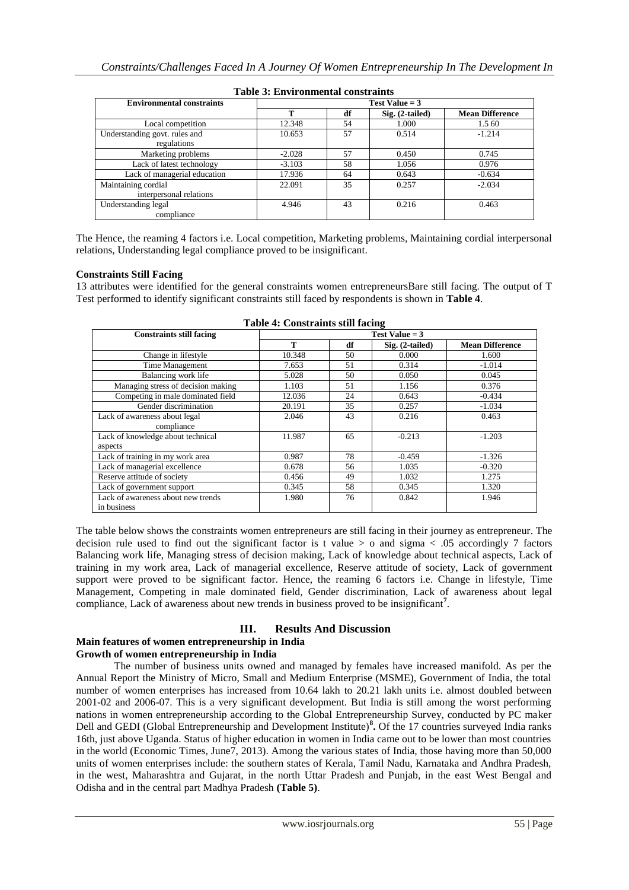**Table 3: Environmental constraints**

| Environmental constraints | Test Value = 3 | | | |
|---|---|---|---|---|
| | T | df | Sig. (2-tailed) | Mean Difference |
| Local competition | 12.348 | 54 | 1.000 | 1.5 60 |
| Understanding govt. rules and regulations | 10.653 | 57 | 0.514 | -1.214 |
| Marketing problems | -2.028 | 57 | 0.450 | 0.745 |
| Lack of latest technology | -3.103 | 58 | 1.056 | 0.976 |
| Lack of managerial education | 17.936 | 64 | 0.643 | -0.634 |
| Maintaining cordial interpersonal relations | 22.091 | 35 | 0.257 | -2.034 |
| Understanding legal compliance | 4.946 | 43 | 0.216 | 0.463 |

The Hence, the reaming 4 factors i.e. Local competition, Marketing problems, Maintaining cordial interpersonal relations, Understanding legal compliance proved to be insignificant.

**Constraints Still Facing**

13 attributes were identified for the general constraints women entrepreneursBare still facing. The output of T Test performed to identify significant constraints still faced by respondents is shown in **Table 4**.

**Table 4: Constraints still facing**

| Constraints still facing | Test Value = 3 | | | |
|---|---|---|---|---|
| | T | df | Sig. (2-tailed) | Mean Difference |
| Change in lifestyle | 10.348 | 50 | 0.000 | 1.600 |
| Time Management | 7.653 | 51 | 0.314 | -1.014 |
| Balancing work life | 5.028 | 50 | 0.050 | 0.045 |
| Managing stress of decision making | 1.103 | 51 | 1.156 | 0.376 |
| Competing in male dominated field | 12.036 | 24 | 0.643 | -0.434 |
| Gender discrimination | 20.191 | 35 | 0.257 | -1.034 |
| Lack of awareness about legal compliance | 2.046 | 43 | 0.216 | 0.463 |
| Lack of knowledge about technical aspects | 11.987 | 65 | -0.213 | -1.203 |
| Lack of training in my work area | 0.987 | 78 | -0.459 | -1.326 |
| Lack of managerial excellence | 0.678 | 56 | 1.035 | -0.320 |
| Reserve attitude of society | 0.456 | 49 | 1.032 | 1.275 |
| Lack of government support | 0.345 | 58 | 0.345 | 1.320 |
| Lack of awareness about new trends in business | 1.980 | 76 | 0.842 | 1.946 |

The table below shows the constraints women entrepreneurs are still facing in their journey as entrepreneur. The decision rule used to find out the significant factor is t value > o and sigma < .05 accordingly 7 factors Balancing work life, Managing stress of decision making, Lack of knowledge about technical aspects, Lack of training in my work area, Lack of managerial excellence, Reserve attitude of society, Lack of government support were proved to be significant factor. Hence, the reaming 6 factors i.e. Change in lifestyle, Time Management, Competing in male dominated field, Gender discrimination, Lack of awareness about legal compliance, Lack of awareness about new trends in business proved to be insignificant[7].

## III. Results And Discussion

### Main features of women entrepreneurship in India

#### Growth of women entrepreneurship in India

The number of business units owned and managed by females have increased manifold. As per the Annual Report the Ministry of Micro, Small and Medium Enterprise (MSME), Government of India, the total number of women enterprises has increased from 10.64 lakh to 20.21 lakh units i.e. almost doubled between 2001-02 and 2006-07. This is a very significant development. But India is still among the worst performing nations in women entrepreneurship according to the Global Entrepreneurship Survey, conducted by PC maker Dell and GEDI (Global Entrepreneurship and Development Institute)[8]**.** Of the 17 countries surveyed India ranks 16th, just above Uganda. Status of higher education in women in India came out to be lower than most countries in the world (Economic Times, June7, 2013). Among the various states of India, those having more than 50,000 units of women enterprises include: the southern states of Kerala, Tamil Nadu, Karnataka and Andhra Pradesh, in the west, Maharashtra and Gujarat, in the north Uttar Pradesh and Punjab, in the east West Bengal and Odisha and in the central part Madhya Pradesh **(Table 5)**.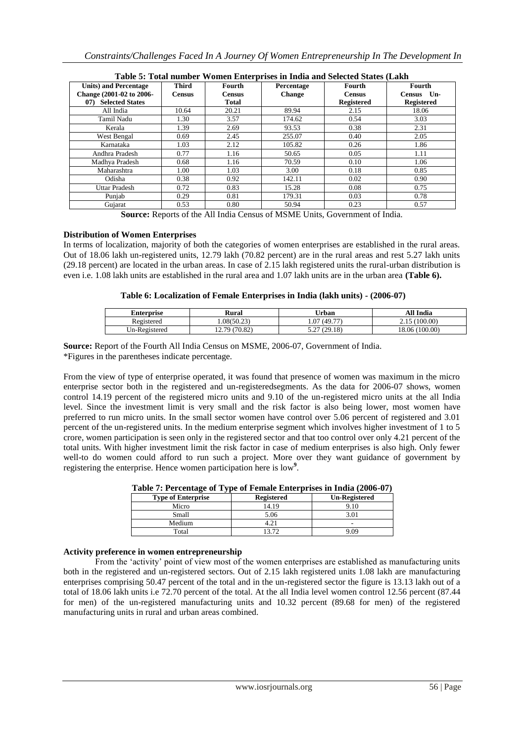**Table 5: Total number Women Enterprises in India and Selected States (Lakh Units) and Percentage Change (2001-02 to 2006-07) Selected States**

| Units) and Percentage Change (2001-02 to 2006-07) Selected States | Third Census | Fourth Census Total | Percentage Change | Fourth Census Registered | Fourth Census Un-Registered |
|---|---|---|---|---|---|
| All India | 10.64 | 20.21 | 89.94 | 2.15 | 18.06 |
| Tamil Nadu | 1.30 | 3.57 | 174.62 | 0.54 | 3.03 |
| Kerala | 1.39 | 2.69 | 93.53 | 0.38 | 2.31 |
| West Bengal | 0.69 | 2.45 | 255.07 | 0.40 | 2.05 |
| Karnataka | 1.03 | 2.12 | 105.82 | 0.26 | 1.86 |
| Andhra Pradesh | 0.77 | 1.16 | 50.65 | 0.05 | 1.11 |
| Madhya Pradesh | 0.68 | 1.16 | 70.59 | 0.10 | 1.06 |
| Maharashtra | 1.00 | 1.03 | 3.00 | 0.18 | 0.85 |
| Odisha | 0.38 | 0.92 | 142.11 | 0.02 | 0.90 |
| Uttar Pradesh | 0.72 | 0.83 | 15.28 | 0.08 | 0.75 |
| Punjab | 0.29 | 0.81 | 179.31 | 0.03 | 0.78 |
| Gujarat | 0.53 | 0.80 | 50.94 | 0.23 | 0.57 |

**Source:** Reports of the All India Census of MSME Units, Government of India.

### Distribution of Women Enterprises

In terms of localization, majority of both the categories of women enterprises are established in the rural areas. Out of 18.06 lakh un-registered units, 12.79 lakh (70.82 percent) are in the rural areas and rest 5.27 lakh units (29.18 percent) are located in the urban areas. In case of 2.15 lakh registered units the rural-urban distribution is even i.e. 1.08 lakh units are established in the rural area and 1.07 lakh units are in the urban area **(Table 6).**

**Table 6: Localization of Female Enterprises in India (lakh units) - (2006-07)**

| Enterprise | Rural | Urban | All India |
|---|---|---|---|
| Registered | 1.08(50.23) | 1.07 (49.77) | 2.15 (100.00) |
| Un-Registered | 12.79 (70.82) | 5.27 (29.18) | 18.06 (100.00) |

**Source:** Report of the Fourth All India Census on MSME, 2006-07, Government of India.
*Figures in the parentheses indicate percentage.

From the view of type of enterprise operated, it was found that presence of women was maximum in the micro enterprise sector both in the registered and un-registeredsegments. As the data for 2006-07 shows, women control 14.19 percent of the registered micro units and 9.10 of the un-registered micro units at the all India level. Since the investment limit is very small and the risk factor is also being lower, most women have preferred to run micro units. In the small sector women have control over 5.06 percent of registered and 3.01 percent of the un-registered units. In the medium enterprise segment which involves higher investment of 1 to 5 crore, women participation is seen only in the registered sector and that too control over only 4.21 percent of the total units. With higher investment limit the risk factor in case of medium enterprises is also high. Only fewer well-to do women could afford to run such a project. More over they want guidance of government by registering the enterprise. Hence women participation here is low[9].

**Table 7: Percentage of Type of Female Enterprises in India (2006-07)**

| Type of Enterprise | Registered | Un-Registered |
|---|---|---|
| Micro | 14.19 | 9.10 |
| Small | 5.06 | 3.01 |
| Medium | 4.21 | - |
| Total | 13.72 | 9.09 |

### Activity preference in women entrepreneurship

From the 'activity' point of view most of the women enterprises are established as manufacturing units both in the registered and un-registered sectors. Out of 2.15 lakh registered units 1.08 lakh are manufacturing enterprises comprising 50.47 percent of the total and in the un-registered sector the figure is 13.13 lakh out of a total of 18.06 lakh units i.e 72.70 percent of the total. At the all India level women control 12.56 percent (87.44 for men) of the un-registered manufacturing units and 10.32 percent (89.68 for men) of the registered manufacturing units in rural and urban areas combined.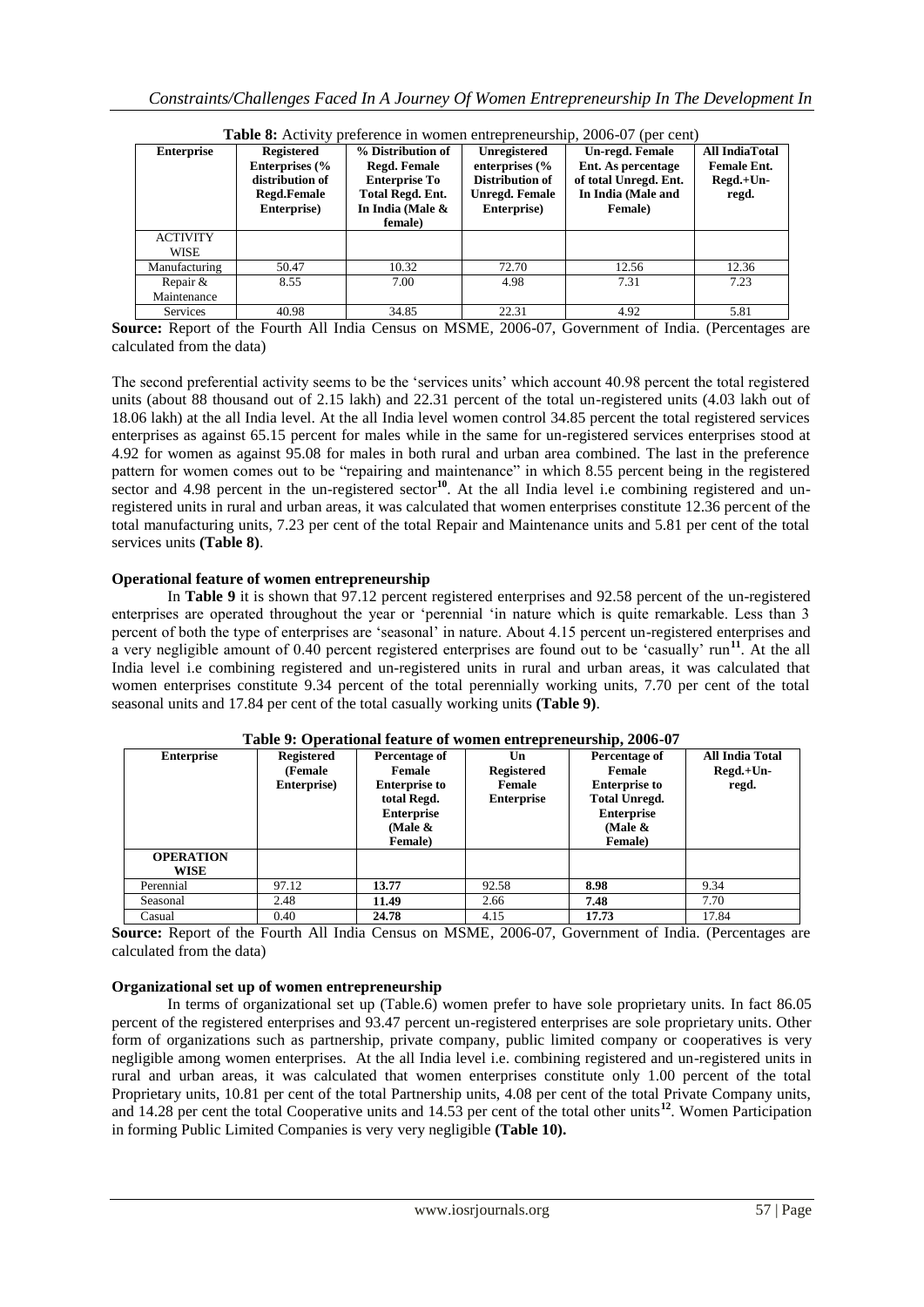**Table 8:** Activity preference in women entrepreneurship, 2006-07 (per cent)

| Enterprise | Registered Enterprises (% distribution of Regd.Female Enterprise) | % Distribution of Regd. Female Enterprise To Total Regd. Ent. In India (Male & female) | Unregistered enterprises (% Distribution of Unregd. Female Enterprise) | Un-regd. Female Ent. As percentage of total Unregd. Ent. In India (Male and Female) | All IndiaTotal Female Ent. Regd.+Un-regd. |
|---|---|---|---|---|---|
| ACTIVITY WISE | | | | | |
| Manufacturing | 50.47 | 10.32 | 72.70 | 12.56 | 12.36 |
| Repair & Maintenance | 8.55 | 7.00 | 4.98 | 7.31 | 7.23 |
| Services | 40.98 | 34.85 | 22.31 | 4.92 | 5.81 |

**Source:** Report of the Fourth All India Census on MSME, 2006-07, Government of India. (Percentages are calculated from the data)

The second preferential activity seems to be the 'services units' which account 40.98 percent the total registered units (about 88 thousand out of 2.15 lakh) and 22.31 percent of the total un-registered units (4.03 lakh out of 18.06 lakh) at the all India level. At the all India level women control 34.85 percent the total registered services enterprises as against 65.15 percent for males while in the same for un-registered services enterprises stood at 4.92 for women as against 95.08 for males in both rural and urban area combined. The last in the preference pattern for women comes out to be "repairing and maintenance" in which 8.55 percent being in the registered sector and 4.98 percent in the un-registered sector[10]. At the all India level i.e combining registered and un-registered units in rural and urban areas, it was calculated that women enterprises constitute 12.36 percent of the total manufacturing units, 7.23 per cent of the total Repair and Maintenance units and 5.81 per cent of the total services units **(Table 8)**.

### Operational feature of women entrepreneurship

In **Table 9** it is shown that 97.12 percent registered enterprises and 92.58 percent of the un-registered enterprises are operated throughout the year or 'perennial 'in nature which is quite remarkable. Less than 3 percent of both the type of enterprises are 'seasonal' in nature. About 4.15 percent un-registered enterprises and a very negligible amount of 0.40 percent registered enterprises are found out to be 'casually' run[11]. At the all India level i.e combining registered and un-registered units in rural and urban areas, it was calculated that women enterprises constitute 9.34 percent of the total perennially working units, 7.70 per cent of the total seasonal units and 17.84 per cent of the total casually working units **(Table 9)**.

**Table 9: Operational feature of women entrepreneurship, 2006-07**

| Enterprise | Registered (Female Enterprise) | Percentage of Female Enterprise to total Regd. Enterprise (Male & Female) | Un Registered Female Enterprise | Percentage of Female Enterprise to Total Unregd. Enterprise (Male & Female) | All India Total Regd.+Un-regd. |
|---|---|---|---|---|---|
| **OPERATION WISE** | | | | | |
| Perennial | 97.12 | **13.77** | 92.58 | **8.98** | 9.34 |
| Seasonal | 2.48 | **11.49** | 2.66 | **7.48** | 7.70 |
| Casual | 0.40 | **24.78** | 4.15 | **17.73** | 17.84 |

**Source:** Report of the Fourth All India Census on MSME, 2006-07, Government of India. (Percentages are calculated from the data)

### Organizational set up of women entrepreneurship

In terms of organizational set up (Table.6) women prefer to have sole proprietary units. In fact 86.05 percent of the registered enterprises and 93.47 percent un-registered enterprises are sole proprietary units. Other form of organizations such as partnership, private company, public limited company or cooperatives is very negligible among women enterprises. At the all India level i.e. combining registered and un-registered units in rural and urban areas, it was calculated that women enterprises constitute only 1.00 percent of the total Proprietary units, 10.81 per cent of the total Partnership units, 4.08 per cent of the total Private Company units, and 14.28 per cent the total Cooperative units and 14.53 per cent of the total other units[12]. Women Participation in forming Public Limited Companies is very very negligible **(Table 10).**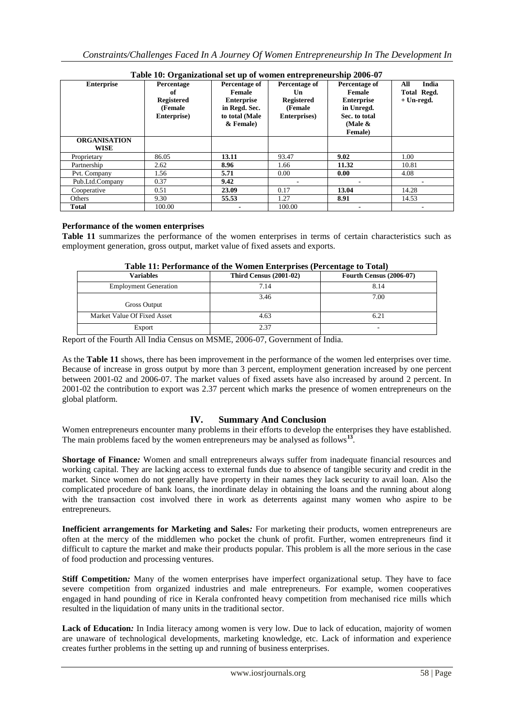**Table 10: Organizational set up of women entrepreneurship 2006-07**

| Enterprise | Percentage of Registered (Female Enterprise) | Percentage of Female Enterprise in Regd. Sec. to total (Male & Female) | Percentage of Un Registered (Female Enterprises) | Percentage of Female Enterprise in Unregd. Sec. to total (Male & Female) | All India Total Regd. + Un-regd. |
|---|---|---|---|---|---|
| **ORGANISATION WISE** | | | | | |
| Proprietary | 86.05 | **13.11** | 93.47 | **9.02** | 1.00 |
| Partnership | 2.62 | **8.96** | 1.66 | **11.32** | 10.81 |
| Pvt. Company | 1.56 | **5.71** | 0.00 | **0.00** | 4.08 |
| Pub.Ltd.Company | 0.37 | **9.42** | - | - | - |
| Cooperative | 0.51 | **23.09** | 0.17 | **13.04** | 14.28 |
| Others | 9.30 | **55.53** | 1.27 | **8.91** | 14.53 |
| **Total** | 100.00 | - | 100.00 | - | - |

**Performance of the women enterprises**

**Table 11** summarizes the performance of the women enterprises in terms of certain characteristics such as employment generation, gross output, market value of fixed assets and exports.

**Table 11: Performance of the Women Enterprises (Percentage to Total)**

| Variables | Third Census (2001-02) | Fourth Census (2006-07) |
|---|---|---|
| Employment Generation | 7.14 | 8.14 |
| Gross Output | 3.46 | 7.00 |
| Market Value Of Fixed Asset | 4.63 | 6.21 |
| Export | 2.37 | - |

Report of the Fourth All India Census on MSME, 2006-07, Government of India.

As the **Table 11** shows, there has been improvement in the performance of the women led enterprises over time. Because of increase in gross output by more than 3 percent, employment generation increased by one percent between 2001-02 and 2006-07. The market values of fixed assets have also increased by around 2 percent. In 2001-02 the contribution to export was 2.37 percent which marks the presence of women entrepreneurs on the global platform.

## IV. Summary And Conclusion

Women entrepreneurs encounter many problems in their efforts to develop the enterprises they have established. The main problems faced by the women entrepreneurs may be analysed as follows[13].

**Shortage of Finance***:* Women and small entrepreneurs always suffer from inadequate financial resources and working capital. They are lacking access to external funds due to absence of tangible security and credit in the market. Since women do not generally have property in their names they lack security to avail loan. Also the complicated procedure of bank loans, the inordinate delay in obtaining the loans and the running about along with the transaction cost involved there in work as deterrents against many women who aspire to be entrepreneurs.

**Inefficient arrangements for Marketing and Sales***:* For marketing their products, women entrepreneurs are often at the mercy of the middlemen who pocket the chunk of profit. Further, women entrepreneurs find it difficult to capture the market and make their products popular. This problem is all the more serious in the case of food production and processing ventures.

**Stiff Competition***:* Many of the women enterprises have imperfect organizational setup. They have to face severe competition from organized industries and male entrepreneurs. For example, women cooperatives engaged in hand pounding of rice in Kerala confronted heavy competition from mechanised rice mills which resulted in the liquidation of many units in the traditional sector.

**Lack of Education***:* In India literacy among women is very low. Due to lack of education, majority of women are unaware of technological developments, marketing knowledge, etc. Lack of information and experience creates further problems in the setting up and running of business enterprises.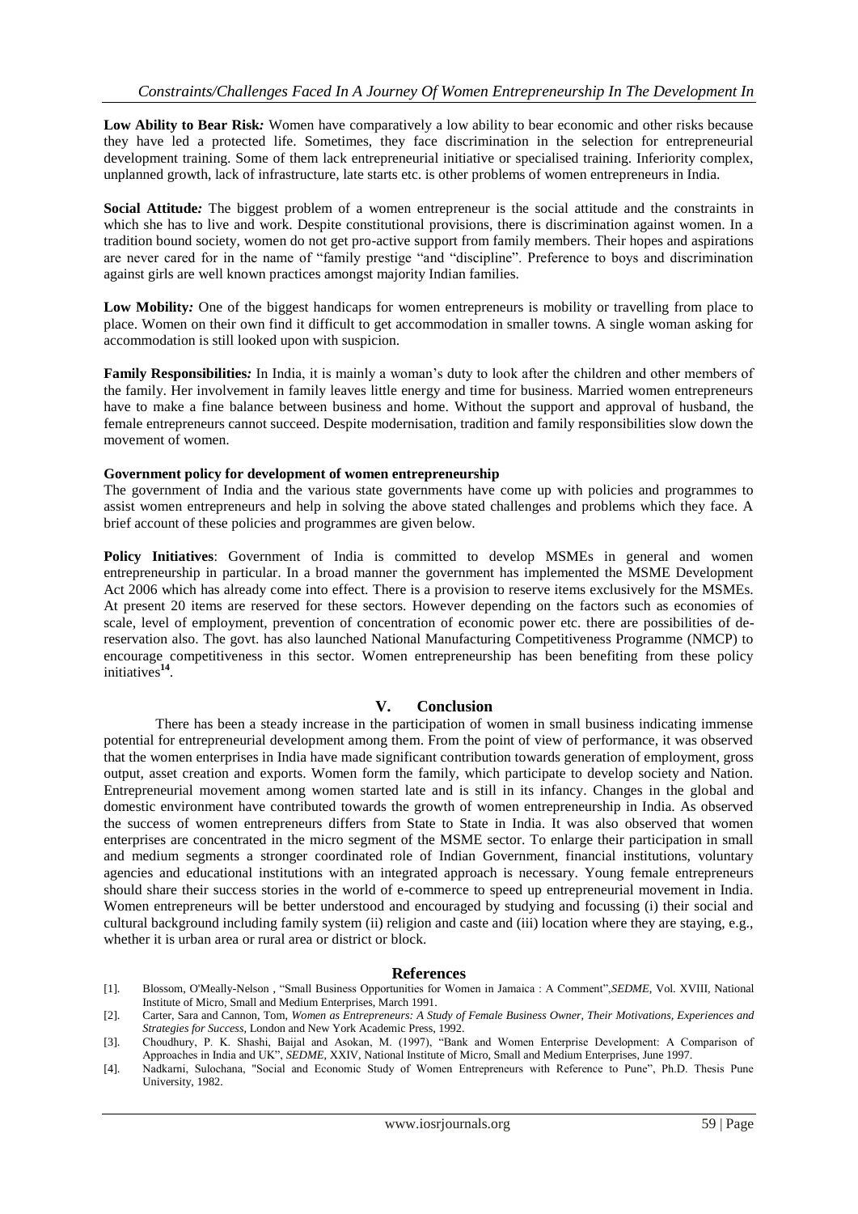**Low Ability to Bear Risk:** Women have comparatively a low ability to bear economic and other risks because they have led a protected life. Sometimes, they face discrimination in the selection for entrepreneurial development training. Some of them lack entrepreneurial initiative or specialised training. Inferiority complex, unplanned growth, lack of infrastructure, late starts etc. is other problems of women entrepreneurs in India.

**Social Attitude:** The biggest problem of a women entrepreneur is the social attitude and the constraints in which she has to live and work. Despite constitutional provisions, there is discrimination against women. In a tradition bound society, women do not get pro-active support from family members. Their hopes and aspirations are never cared for in the name of "family prestige "and "discipline". Preference to boys and discrimination against girls are well known practices amongst majority Indian families.

**Low Mobility:** One of the biggest handicaps for women entrepreneurs is mobility or travelling from place to place. Women on their own find it difficult to get accommodation in smaller towns. A single woman asking for accommodation is still looked upon with suspicion.

**Family Responsibilities:** In India, it is mainly a woman's duty to look after the children and other members of the family. Her involvement in family leaves little energy and time for business. Married women entrepreneurs have to make a fine balance between business and home. Without the support and approval of husband, the female entrepreneurs cannot succeed. Despite modernisation, tradition and family responsibilities slow down the movement of women.

**Government policy for development of women entrepreneurship**

The government of India and the various state governments have come up with policies and programmes to assist women entrepreneurs and help in solving the above stated challenges and problems which they face. A brief account of these policies and programmes are given below.

**Policy Initiatives**: Government of India is committed to develop MSMEs in general and women entrepreneurship in particular. In a broad manner the government has implemented the MSME Development Act 2006 which has already come into effect. There is a provision to reserve items exclusively for the MSMEs. At present 20 items are reserved for these sectors. However depending on the factors such as economies of scale, level of employment, prevention of concentration of economic power etc. there are possibilities of de-reservation also. The govt. has also launched National Manufacturing Competitiveness Programme (NMCP) to encourage competitiveness in this sector. Women entrepreneurship has been benefiting from these policy initiatives[14].

## V. Conclusion

There has been a steady increase in the participation of women in small business indicating immense potential for entrepreneurial development among them. From the point of view of performance, it was observed that the women enterprises in India have made significant contribution towards generation of employment, gross output, asset creation and exports. Women form the family, which participate to develop society and Nation. Entrepreneurial movement among women started late and is still in its infancy. Changes in the global and domestic environment have contributed towards the growth of women entrepreneurship in India. As observed the success of women entrepreneurs differs from State to State in India. It was also observed that women enterprises are concentrated in the micro segment of the MSME sector. To enlarge their participation in small and medium segments a stronger coordinated role of Indian Government, financial institutions, voluntary agencies and educational institutions with an integrated approach is necessary. Young female entrepreneurs should share their success stories in the world of e-commerce to speed up entrepreneurial movement in India. Women entrepreneurs will be better understood and encouraged by studying and focussing (i) their social and cultural background including family system (ii) religion and caste and (iii) location where they are staying, e.g., whether it is urban area or rural area or district or block.

## References

[1]. Blossom, O'Meally-Nelson , "Small Business Opportunities for Women in Jamaica : A Comment",*SEDME,* Vol. XVIII, National Institute of Micro, Small and Medium Enterprises, March 1991.

[2]. Carter, Sara and Cannon, Tom, *Women as Entrepreneurs: A Study of Female Business Owner, Their Motivations, Experiences and Strategies for Success*, London and New York Academic Press, 1992.

[3]. Choudhury, P. K. Shashi, Baijal and Asokan, M. (1997), "Bank and Women Enterprise Development: A Comparison of Approaches in India and UK", *SEDME*, XXIV, National Institute of Micro, Small and Medium Enterprises, June 1997.

[4]. Nadkarni, Sulochana, "Social and Economic Study of Women Entrepreneurs with Reference to Pune", Ph.D. Thesis Pune University, 1982.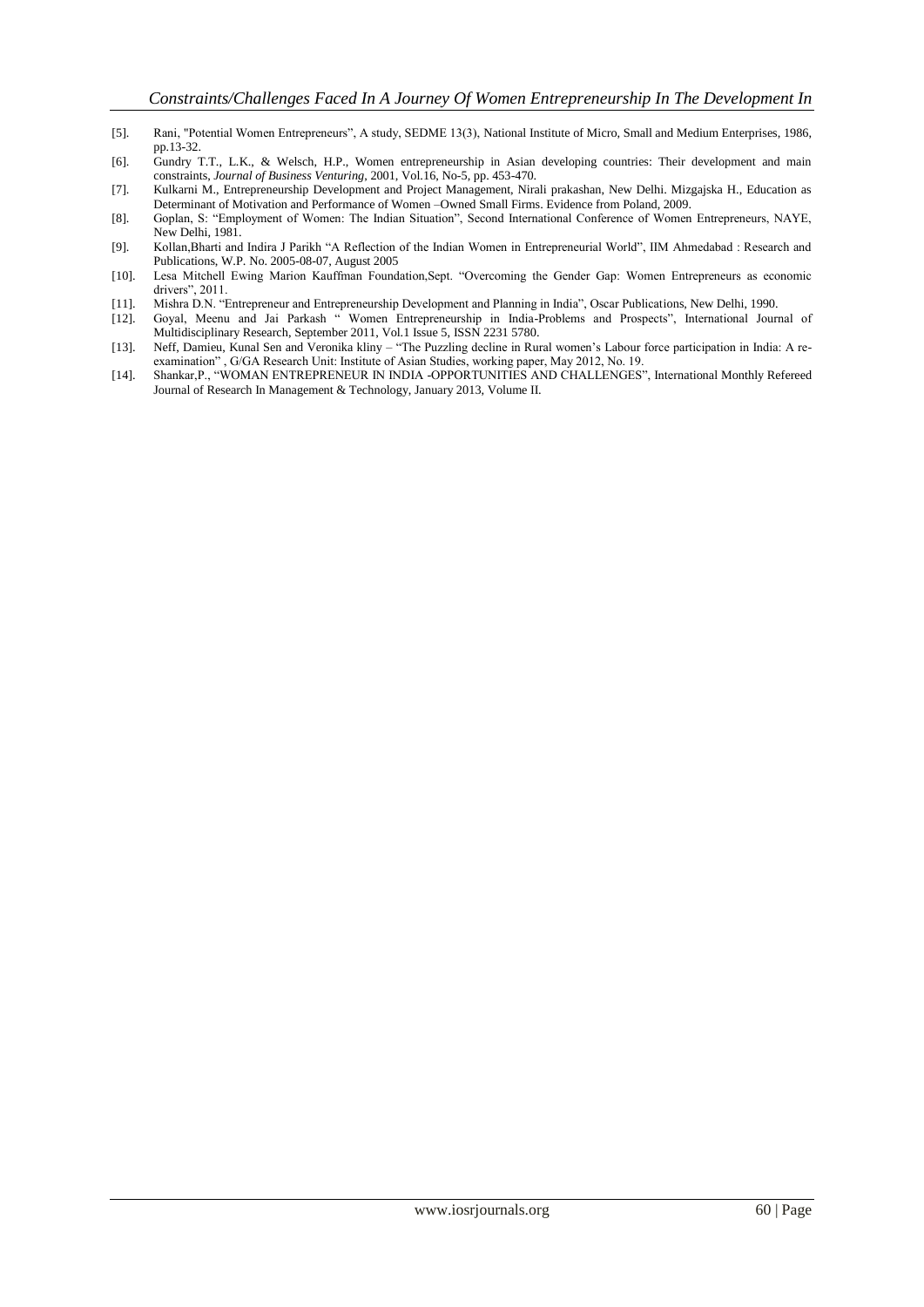[5]. Rani, "Potential Women Entrepreneurs", A study, SEDME 13(3), National Institute of Micro, Small and Medium Enterprises, 1986, pp.13-32.

[6]. Gundry T.T., L.K., & Welsch, H.P., Women entrepreneurship in Asian developing countries: Their development and main constraints, *Journal of Business Venturing*, 2001, Vol.16, No-5, pp. 453-470.

[7]. Kulkarni M., Entrepreneurship Development and Project Management, Nirali prakashan, New Delhi. Mizgajska H., Education as Determinant of Motivation and Performance of Women –Owned Small Firms. Evidence from Poland, 2009.

[8]. Goplan, S: "Employment of Women: The Indian Situation", Second International Conference of Women Entrepreneurs, NAYE, New Delhi, 1981.

[9]. Kollan,Bharti and Indira J Parikh "A Reflection of the Indian Women in Entrepreneurial World", IIM Ahmedabad : Research and Publications, W.P. No. 2005-08-07, August 2005

[10]. Lesa Mitchell Ewing Marion Kauffman Foundation,Sept. "Overcoming the Gender Gap: Women Entrepreneurs as economic drivers", 2011.

[11]. Mishra D.N. "Entrepreneur and Entrepreneurship Development and Planning in India", Oscar Publications, New Delhi, 1990.

[12]. Goyal, Meenu and Jai Parkash " Women Entrepreneurship in India-Problems and Prospects", International Journal of Multidisciplinary Research, September 2011, Vol.1 Issue 5, ISSN 2231 5780.

[13]. Neff, Damieu, Kunal Sen and Veronika kliny – "The Puzzling decline in Rural women's Labour force participation in India: A re-examination" , G/GA Research Unit: Institute of Asian Studies, working paper, May 2012, No. 19.

[14]. Shankar,P., "WOMAN ENTREPRENEUR IN INDIA -OPPORTUNITIES AND CHALLENGES", International Monthly Refereed Journal of Research In Management & Technology, January 2013, Volume II.